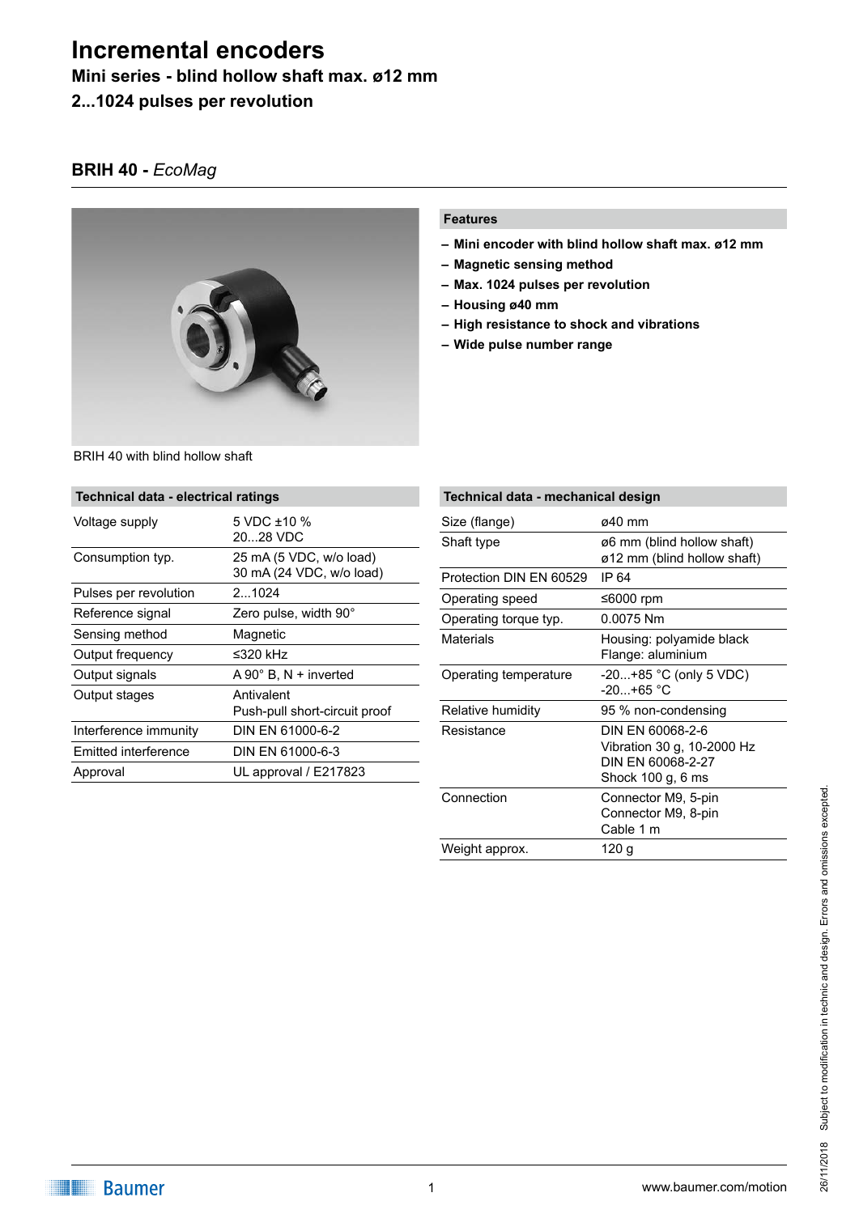# Incremental encoders

**Mini series - blind hollow shaft max. ø12 mm**

**2...1024 pulses per revolution**

## BRIH 40 - *EcoMag*

BRIH 40 with blind hollow shaft

### Features

- **Mini encoder with blind hollow shaft max. ø12 mm**
- **Magnetic sensing method**
- **Max. 1024 pulses per revolution**
- **Housing ø40 mm**
- **High resistance to shock and vibrations**
- **Wide pulse number range**

### Technical data - electrical ratings

| | |
|---|---|
| Voltage supply | 5 VDC ±10 %<br>20...28 VDC |
| Consumption typ. | 25 mA (5 VDC, w/o load)<br>30 mA (24 VDC, w/o load) |
| Pulses per revolution | 2...1024 |
| Reference signal | Zero pulse, width 90° |
| Sensing method | Magnetic |
| Output frequency | ≤320 kHz |
| Output signals | A 90° B, N + inverted |
| Output stages | Antivalent<br>Push-pull short-circuit proof |
| Interference immunity | DIN EN 61000-6-2 |
| Emitted interference | DIN EN 61000-6-3 |
| Approval | UL approval / E217823 |

### Technical data - mechanical design

| | |
|---|---|
| Size (flange) | ø40 mm |
| Shaft type | ø6 mm (blind hollow shaft)<br>ø12 mm (blind hollow shaft) |
| Protection DIN EN 60529 | IP 64 |
| Operating speed | ≤6000 rpm |
| Operating torque typ. | 0.0075 Nm |
| Materials | Housing: polyamide black<br>Flange: aluminium |
| Operating temperature | -20...+85 °C (only 5 VDC)<br>-20...+65 °C |
| Relative humidity | 95 % non-condensing |
| Resistance | DIN EN 60068-2-6<br>Vibration 30 g, 10-2000 Hz<br>DIN EN 60068-2-27<br>Shock 100 g, 6 ms |
| Connection | Connector M9, 5-pin<br>Connector M9, 8-pin<br>Cable 1 m |
| Weight approx. | 120 g |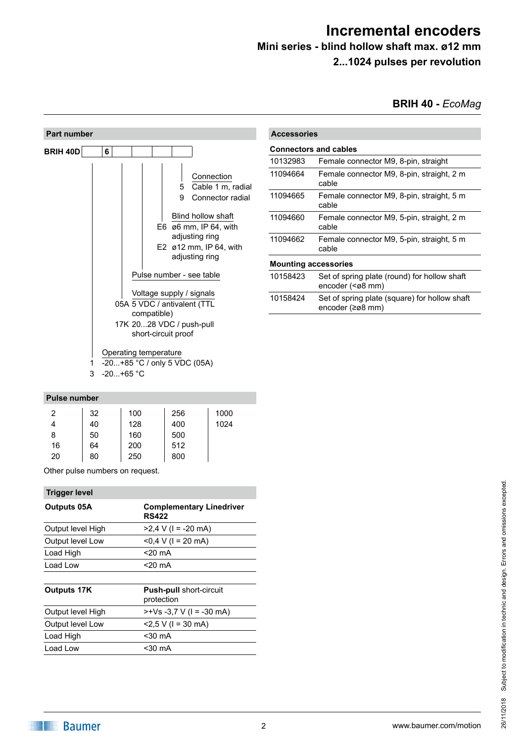# Incremental encoders

## Mini series - blind hollow shaft max. ø12 mm

## 2...1024 pulses per revolution

**BRIH 40 -** *EcoMag*

### Part number

**BRIH 40D** | | **6** | | | | |

- **Connection**
  - 5 Cable 1 m, radial
  - 9 Connector radial
- **Blind hollow shaft**
  - E6 ø6 mm, IP 64, with adjusting ring
  - E2 ø12 mm, IP 64, with adjusting ring
- **Pulse number** - see table
- **Voltage supply / signals**
  - 05A 5 VDC / antivalent (TTL compatible)
  - 17K 20...28 VDC / push-pull short-circuit proof
- **Operating temperature**
  - 1 -20...+85 °C / only 5 VDC (05A)
  - 3 -20...+65 °C

### Pulse number

| | | | | |
|---|---|---|---|---|
| 2 | 32 | 100 | 256 | 1000 |
| 4 | 40 | 128 | 400 | 1024 |
| 8 | 50 | 160 | 500 | |
| 16 | 64 | 200 | 512 | |
| 20 | 80 | 250 | 800 | |

Other pulse numbers on request.

### Trigger level

| **Outputs 05A** | **Complementary Linedriver RS422** |
|---|---|
| Output level High | >2,4 V (I = -20 mA) |
| Output level Low | <0,4 V (I = 20 mA) |
| Load High | <20 mA |
| Load Low | <20 mA |

| **Outputs 17K** | **Push-pull** short-circuit protection |
|---|---|
| Output level High | >+Vs -3,7 V (I = -30 mA) |
| Output level Low | <2,5 V (I = 30 mA) |
| Load High | <30 mA |
| Load Low | <30 mA |

### Accessories

**Connectors and cables**

| | |
|---|---|
| 10132983 | Female connector M9, 8-pin, straight |
| 11094664 | Female connector M9, 8-pin, straight, 2 m cable |
| 11094665 | Female connector M9, 8-pin, straight, 5 m cable |
| 11094660 | Female connector M9, 5-pin, straight, 2 m cable |
| 11094662 | Female connector M9, 5-pin, straight, 5 m cable |

**Mounting accessories**

| | |
|---|---|
| 10158423 | Set of spring plate (round) for hollow shaft encoder (<ø8 mm) |
| 10158424 | Set of spring plate (square) for hollow shaft encoder (≥ø8 mm) |

26/11/2018 Subject to modification in technic and design. Errors and omissions excepted.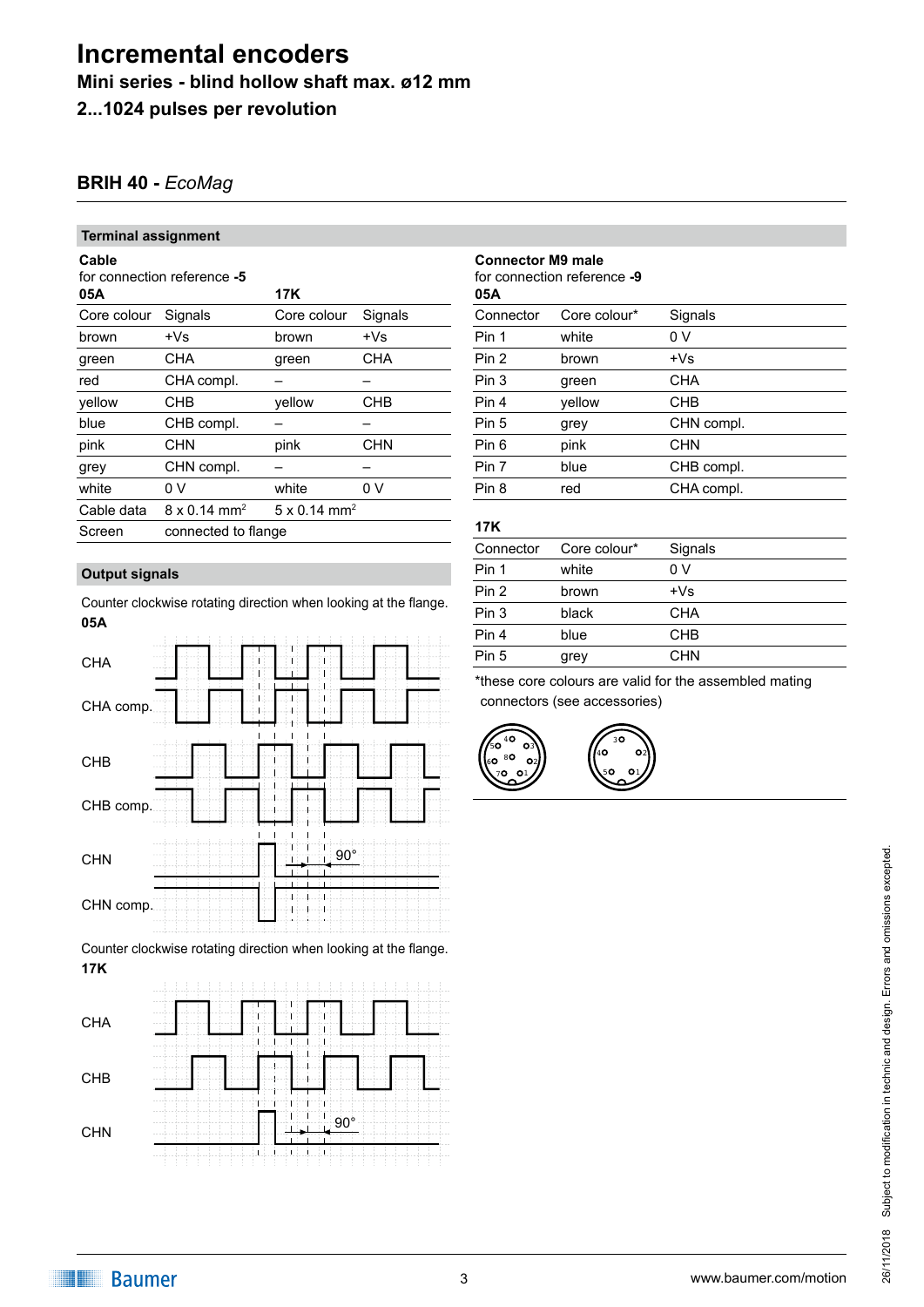# Incremental encoders

**Mini series - blind hollow shaft max. ø12 mm**

**2...1024 pulses per revolution**

## BRIH 40 - *EcoMag*

### Terminal assignment

**Cable**

for connection reference **-5**

| **05A** | | **17K** | |
|---|---|---|---|
| Core colour | Signals | Core colour | Signals |
| brown | +Vs | brown | +Vs |
| green | CHA | green | CHA |
| red | CHA compl. | – | – |
| yellow | CHB | yellow | CHB |
| blue | CHB compl. | – | – |
| pink | CHN | pink | CHN |
| grey | CHN compl. | – | – |
| white | 0 V | white | 0 V |
| Cable data | 8 x 0.14 mm² | 5 x 0.14 mm² | |
| Screen | connected to flange | | |

**Connector M9 male**

for connection reference **-9**

**05A**

| Connector | Core colour* | Signals |
|---|---|---|
| Pin 1 | white | 0 V |
| Pin 2 | brown | +Vs |
| Pin 3 | green | CHA |
| Pin 4 | yellow | CHB |
| Pin 5 | grey | CHN compl. |
| Pin 6 | pink | CHN |
| Pin 7 | blue | CHB compl. |
| Pin 8 | red | CHA compl. |

**17K**

| Connector | Core colour* | Signals |
|---|---|---|
| Pin 1 | white | 0 V |
| Pin 2 | brown | +Vs |
| Pin 3 | black | CHA |
| Pin 4 | blue | CHB |
| Pin 5 | grey | CHN |

*these core colours are valid for the assembled mating connectors (see accessories)

### Output signals

Counter clockwise rotating direction when looking at the flange.

**05A**

CHA, CHA comp., CHB, CHB comp., CHN, CHN comp. — 90°

Counter clockwise rotating direction when looking at the flange.

**17K**

CHA, CHB, CHN — 90°

Subject to modification in technic and design. Errors and omissions excepted.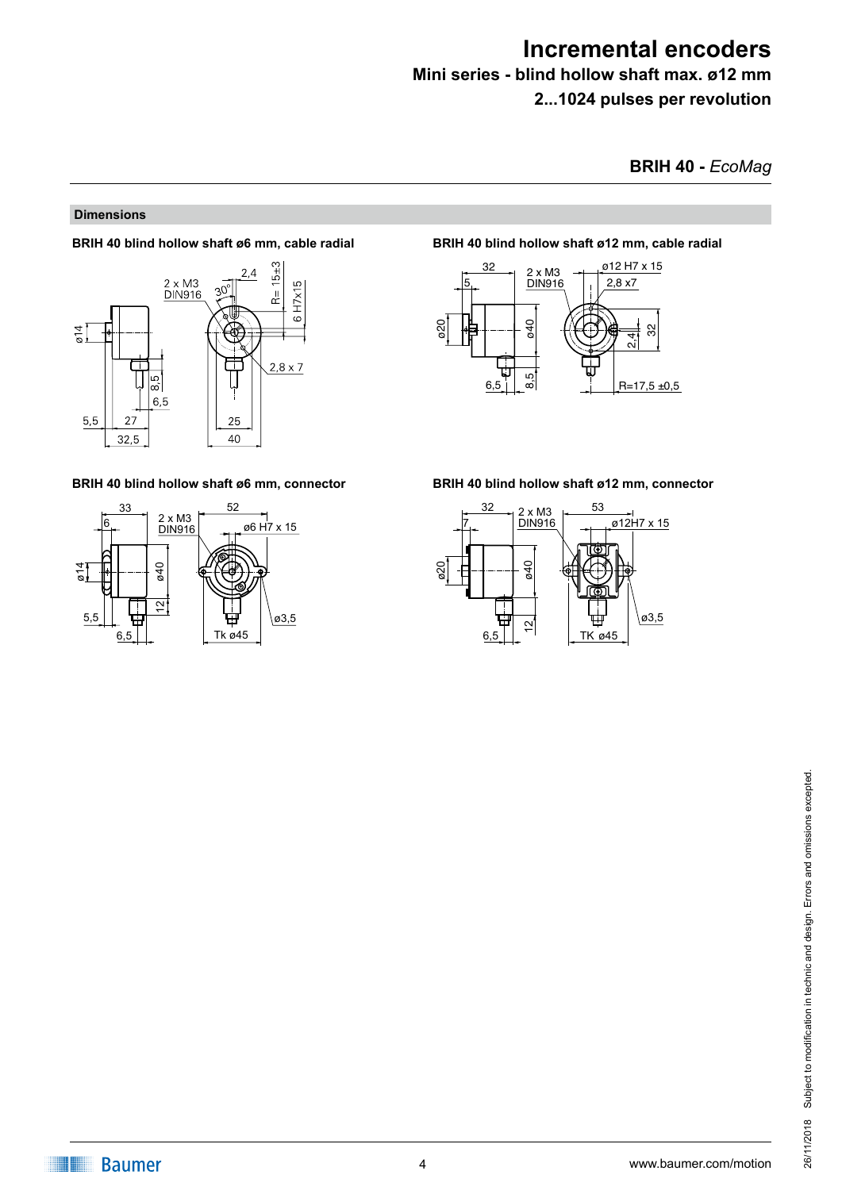# Incremental encoders

**Mini series - blind hollow shaft max. ø12 mm**

**2...1024 pulses per revolution**

**BRIH 40 -** ***EcoMag***

## Dimensions

### BRIH 40 blind hollow shaft ø6 mm, cable radial

2 x M3
DIN916
30°
2,4
R= 15±3
6 H7x15
ø14
8,5
6,5
2,8 x 7
5,5
27
32,5
25
40

### BRIH 40 blind hollow shaft ø12 mm, cable radial

32
5
2 x M3
DIN916
ø12 H7 x 15
2,8 x7
ø20
ø40
2,4
32
6,5
8,5
R=17,5 ±0,5

### BRIH 40 blind hollow shaft ø6 mm, connector

33
6
2 x M3
DIN916
52
ø6 H7 x 15
ø14
ø40
12
5,5
6,5
ø3,5
Tk ø45

### BRIH 40 blind hollow shaft ø12 mm, connector

32
7
2 x M3
DIN916
53
ø12H7 x 15
ø20
ø40
12
6,5
ø3,5
TK ø45